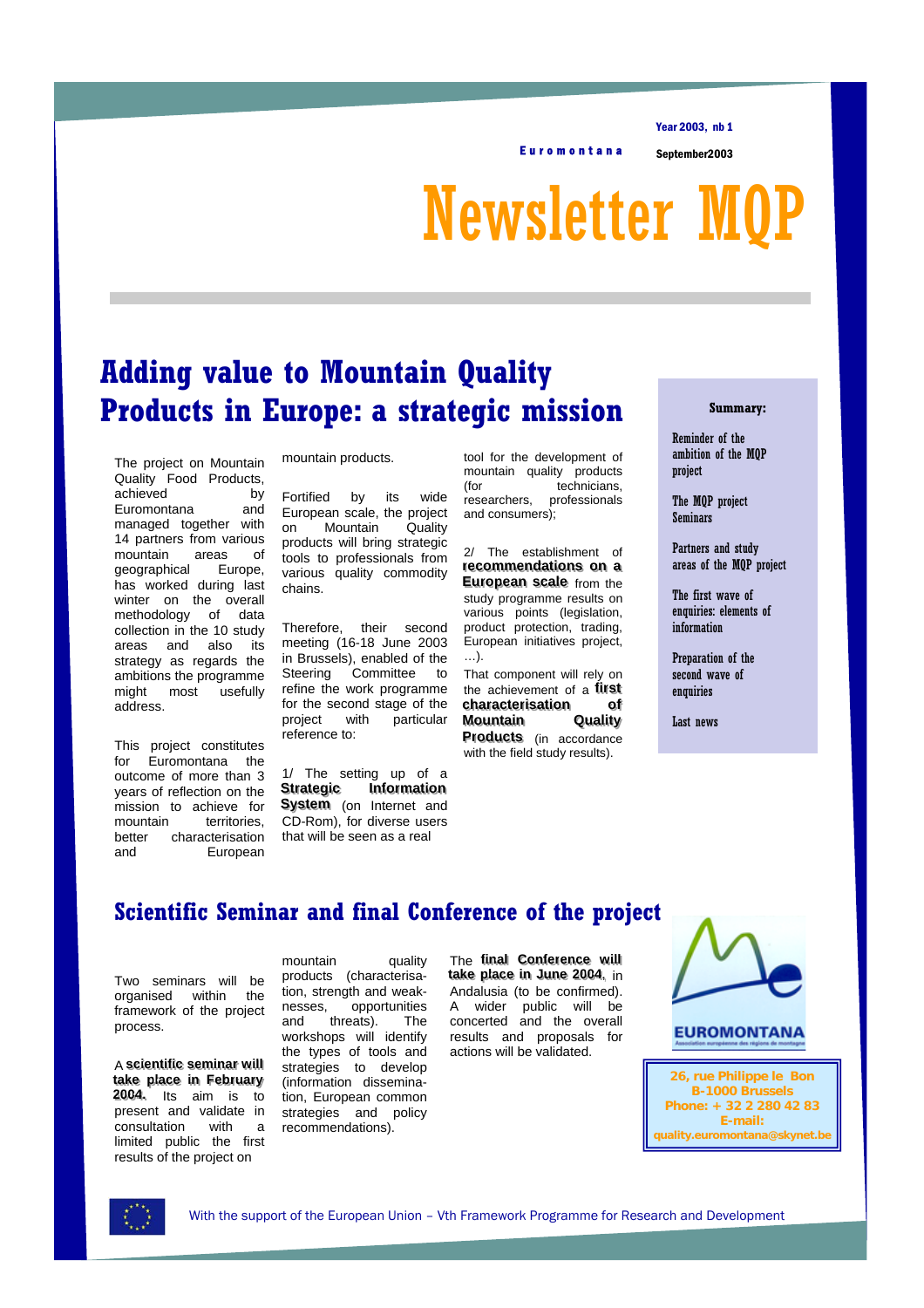Euromontana

Year 2003, nb 1

September2003

# Newsletter MQP

## Adding value to Mountain Quality Products in Europe: a strategic mission

The project on Mountain Quality Food Products, achieved by Euromontana and managed together with 14 partners from various mountain areas of geographical Europe, has worked during last winter on the overall methodology of data collection in the 10 study areas and also its strategy as regards the ambitions the programme might most usefully address.

This project constitutes for Euromontana the outcome of more than 3 years of reflection on the mission to achieve for mountain territories, better characterisation and European mountain products.

Fortified by its wide European scale, the project on Mountain Quality products will bring strategic tools to professionals from various quality commodity chains.

Therefore, their second meeting (16-18 June 2003 in Brussels), enabled of the Steering Committee to refine the work programme for the second stage of the project with particular reference to:

1/ The setting up of a **Strategic Information System** (on Internet and CD-Rom), for diverse users that will be seen as a real tool for the development of mountain quality products (for technicians, researchers, professionals and consumers);

2/ The establishment of **recommendations on a European scale** from the study programme results on various points (legislation, product protection, trading, European initiatives project, …).

That component will rely on the achievement of a **first characterisation of Mountain Quality Products** (in accordance with the field study results).

**Summary:**

- Reminder of the ambition of the MQP project
- The MQP project Seminars
- Partners and study areas of the MQP project
- The first wave of enquiries: elements of information
- Preparation of the second wave of enquiries
- Last news

## Scientific Seminar and final Conference of the project

Two seminars will be organised within the framework of the project process.

A **scientific seminar will take place in February 2004.** Its aim is to present and validate in consultation with a limited public the first results of the project on mountain quality products (characterisation, strength and weaknesses, opportunities and threats). The workshops will identify the types of tools and strategies to develop (information dissemination, European common strategies and policy recommendations).

The **final Conference will take place in June 2004**, in Andalusia (to be confirmed). A wider public will be concerned and the overall results and proposals for actions will be validated.

EUROMONTANA
Association européenne des régions de montagne

26, rue Philippe le Bon
B-1000 Brussels
Phone: + 32 2 280 42 83
E-mail:
quality.euromontana@skynet.be

With the support of the European Union – Vth Framework Programme for Research and Development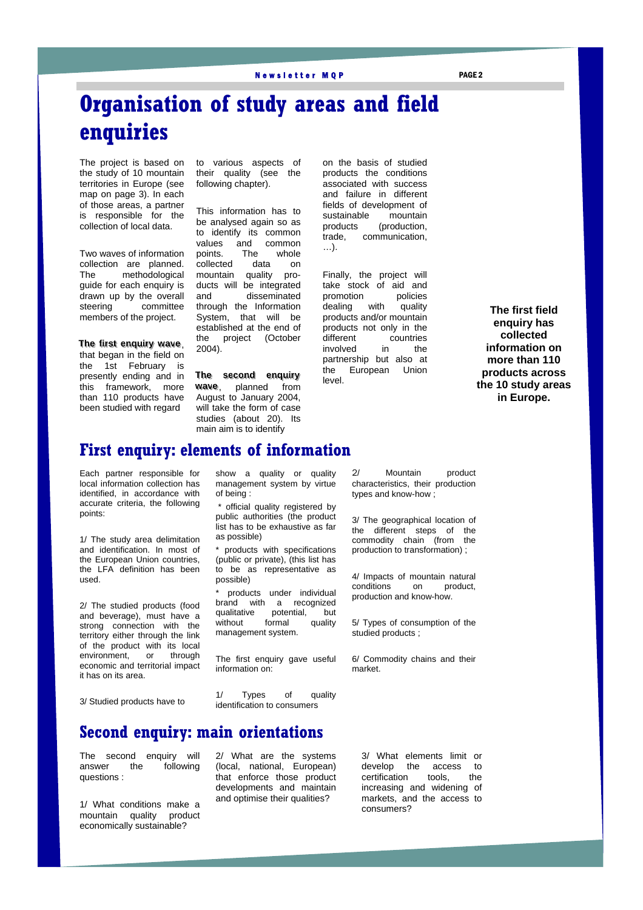# Organisation of study areas and field enquiries

The project is based on the study of 10 mountain territories in Europe (see map on page 3). In each of those areas, a partner is responsible for the collection of local data.

Two waves of information collection are planned. The methodological guide for each enquiry is drawn up by the overall steering committee members of the project.

**The first enquiry wave**, that began in the field on the 1st February is presently ending and in this framework, more than 110 products have been studied with regard to various aspects of their quality (see the following chapter).

This information has to be analysed again so as to identify its common values and common points. The whole collected data on mountain quality products will be integrated and disseminated through the Information System, that will be established at the end of the project (October 2004).

**The second enquiry wave**, planned from August to January 2004, will take the form of case studies (about 20). Its main aim is to identify on the basis of studied products the conditions associated with success and failure in different fields of development of sustainable mountain products (production, trade, communication, …).

Finally, the project will take stock of aid and promotion policies dealing with quality products and/or mountain products not only in the different countries involved in the partnership but also at the European Union level.

**The first field enquiry has collected information on more than 110 products across the 10 study areas in Europe.**

## First enquiry: elements of information

Each partner responsible for local information collection has identified, in accordance with accurate criteria, the following points:

1/ The study area delimitation and identification. In most of the European Union countries, the LFA definition has been used.

2/ The studied products (food and beverage), must have a strong connection with the territory either through the link of the product with its local environment, or through economic and territorial impact it has on its area.

3/ Studied products have to show a quality or quality management system by virtue of being :

* official quality registered by public authorities (the product list has to be exhaustive as far as possible)
* products with specifications (public or private), (this list has to be as representative as possible)
* products under individual brand with a recognized qualitative potential, but without formal quality management system.

The first enquiry gave useful information on:

1/ Types of quality identification to consumers

2/ Mountain product characteristics, their production types and know-how ;

3/ The geographical location of the different steps of the commodity chain (from the production to transformation) ;

4/ Impacts of mountain natural conditions on product, production and know-how.

5/ Types of consumption of the studied products ;

6/ Commodity chains and their market.

## Second enquiry: main orientations

The second enquiry will answer the following questions :

1/ What conditions make a mountain quality product economically sustainable?

2/ What are the systems (local, national, European) that enforce those product developments and maintain and optimise their qualities?

3/ What elements limit or develop the access to certification tools, the increasing and widening of markets, and the access to consumers?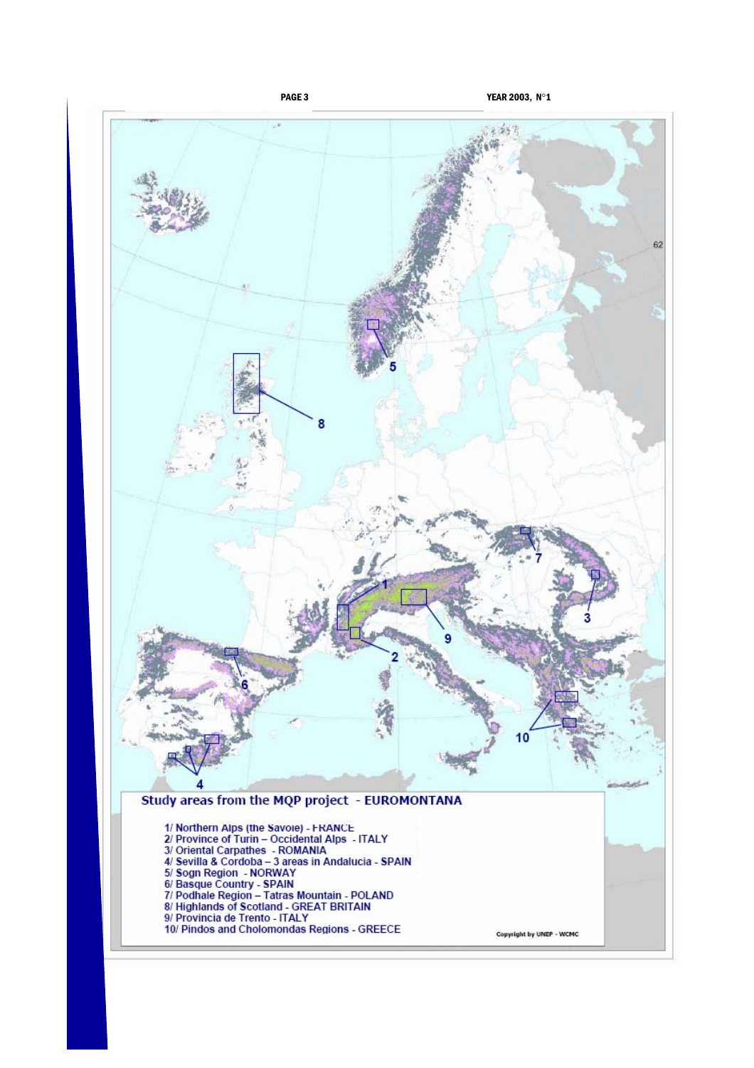## Study areas from the MQP project - EUROMONTANA

1/ Northern Alps (the Savoie) - FRANCE
2/ Province of Turin – Occidental Alps - ITALY
3/ Oriental Carpathes - ROMANIA
4/ Sevilla & Cordoba – 3 areas in Andalucia - SPAIN
5/ Sogn Region - NORWAY
6/ Basque Country - SPAIN
7/ Podhale Region – Tatras Mountain - POLAND
8/ Highlands of Scotland - GREAT BRITAIN
9/ Provincia de Trento - ITALY
10/ Pindos and Cholomondas Regions - GREECE

Copyright by UNEP - WCMC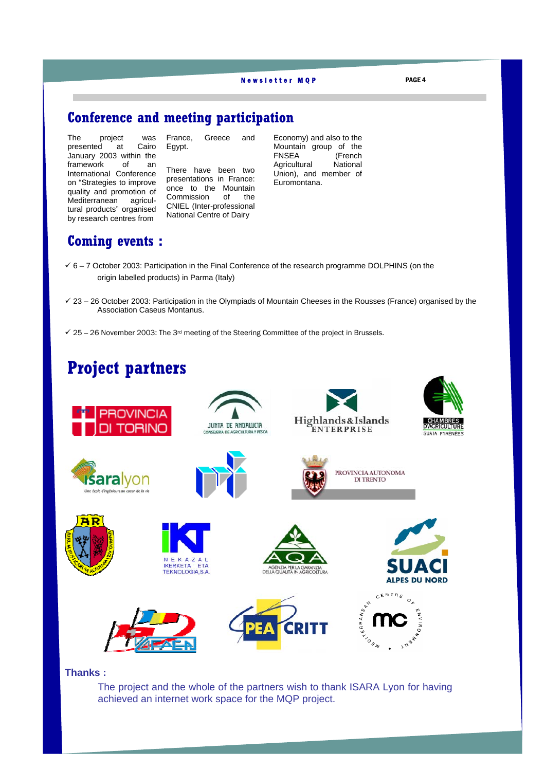## Conference and meeting participation

The project was presented at Cairo January 2003 within the framework of an International Conference on "Strategies to improve quality and promotion of Mediterranean agricultural products" organised by research centres from France, Greece and Egypt.

There have been two presentations in France: once to the Mountain Commission of the CNIEL (Inter-professional National Centre of Dairy Economy) and also to the Mountain group of the FNSEA (French Agricultural National Union), and member of Euromontana.

## Coming events :

- ✓ 6 – 7 October 2003: Participation in the Final Conference of the research programme DOLPHINS (on the origin labelled products) in Parma (Italy)
- ✓ 23 – 26 October 2003: Participation in the Olympiads of Mountain Cheeses in the Rousses (France) organised by the Association Caseus Montanus.
- ✓ 25 – 26 November 2003: The 3rd meeting of the Steering Committee of the project in Brussels.

## Project partners

PROVINCIA DI TORINO

JUNTA DE ANDALUCIA CONSEJERÍA DE AGRICULTURA Y PESCA

Highlands & Islands ENTERPRISE

CHAMBRES D'AGRICULTURE SUAIA PYRENEES

isaralyon Une école d'ingénieurs au coeur de la vie

PROVINCIA AUTONOMA DI TRENTO

IKT NEKAZAL IKERKETA ETA TEKNOLOGIA, S.A.

AQA AGENZIA PER LA GARANZIA DELLA QUALITÀ IN AGRICOLTURA

SUACI ALPES DU NORD

AFAEN

PEA CRITT

mc CENTRE OF MEDITERRANEAN ENVIRONMENT

**Thanks :**

The project and the whole of the partners wish to thank ISARA Lyon for having achieved an internet work space for the MQP project.